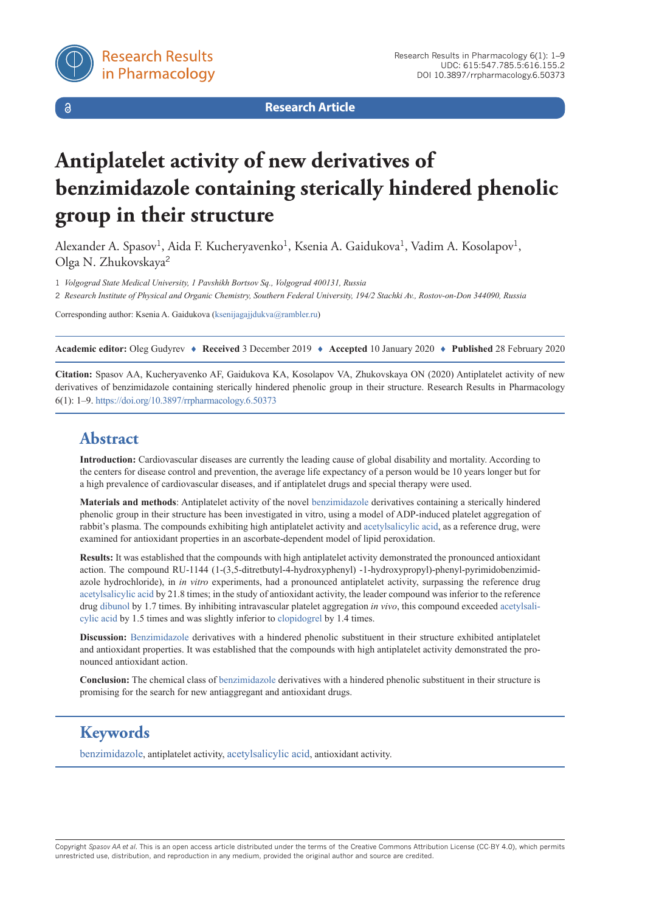Research Article

# Antiplatelet activity of new derivatives of benzimidazole containing sterically hindered phenolic group in their structure

Alexander A. Spasov[1], Aida F. Kucheryavenko[1], Ksenia A. Gaidukova[1], Vadim A. Kosolapov[1], Olga N. Zhukovskaya[2]

1 *Volgograd State Medical University, 1 Pavshikh Bortsov Sq., Volgograd 400131, Russia*

2 *Research Institute of Physical and Organic Chemistry, Southern Federal University, 194/2 Stachki Av., Rostov-on-Don 344090, Russia*

Corresponding author: Ksenia A. Gaidukova (ksenijagajjdukva@rambler.ru)

**Academic editor:** Oleg Gudyrev ♦ **Received** 3 December 2019 ♦ **Accepted** 10 January 2020 ♦ **Published** 28 February 2020

**Citation:** Spasov AA, Kucheryavenko AF, Gaidukova KA, Kosolapov VA, Zhukovskaya ON (2020) Antiplatelet activity of new derivatives of benzimidazole containing sterically hindered phenolic group in their structure. Research Results in Pharmacology 6(1): 1–9. https://doi.org/10.3897/rrpharmacology.6.50373

## Abstract

**Introduction:** Cardiovascular diseases are currently the leading cause of global disability and mortality. According to the centers for disease control and prevention, the average life expectancy of a person would be 10 years longer but for a high prevalence of cardiovascular diseases, and if antiplatelet drugs and special therapy were used.

**Materials and methods**: Antiplatelet activity of the novel benzimidazole derivatives containing a sterically hindered phenolic group in their structure has been investigated in vitro, using a model of ADP-induced platelet aggregation of rabbit's plasma. The compounds exhibiting high antiplatelet activity and acetylsalicylic acid, as a reference drug, were examined for antioxidant properties in an ascorbate-dependent model of lipid peroxidation.

**Results:** It was established that the compounds with high antiplatelet activity demonstrated the pronounced antioxidant action. The compound RU-1144 (1-(3,5-ditretbutyl-4-hydroxyphenyl) -1-hydroxypropyl)-phenyl-pyrimidobenzimid-azole hydrochloride), in *in vitro* experiments, had a pronounced antiplatelet activity, surpassing the reference drug acetylsalicylic acid by 21.8 times; in the study of antioxidant activity, the leader compound was inferior to the reference drug dibunol by 1.7 times. By inhibiting intravascular platelet aggregation *in vivo*, this compound exceeded acetylsalicylic acid by 1.5 times and was slightly inferior to clopidogrel by 1.4 times.

**Discussion:** Benzimidazole derivatives with a hindered phenolic substituent in their structure exhibited antiplatelet and antioxidant properties. It was established that the compounds with high antiplatelet activity demonstrated the pronounced antioxidant action.

**Conclusion:** The chemical class of benzimidazole derivatives with a hindered phenolic substituent in their structure is promising for the search for new antiaggregant and antioxidant drugs.

## Keywords

benzimidazole, antiplatelet activity, acetylsalicylic acid, antioxidant activity.

Copyright *Spasov AA et al*. This is an open access article distributed under the terms of the Creative Commons Attribution License (CC-BY 4.0), which permits unrestricted use, distribution, and reproduction in any medium, provided the original author and source are credited.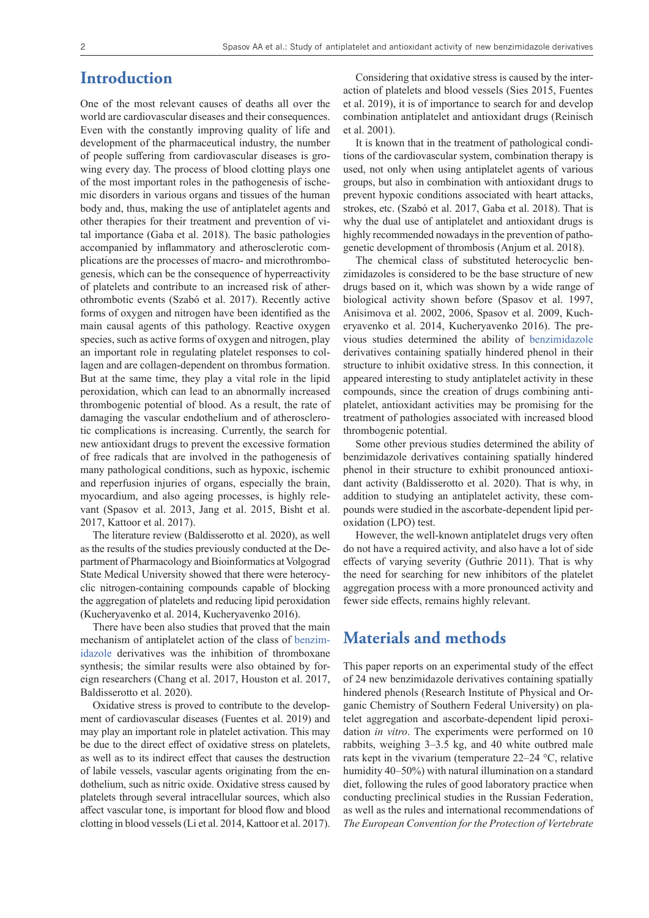## Introduction

One of the most relevant causes of deaths all over the world are cardiovascular diseases and their consequences. Even with the constantly improving quality of life and development of the pharmaceutical industry, the number of people suffering from cardiovascular diseases is growing every day. The process of blood clotting plays one of the most important roles in the pathogenesis of ischemic disorders in various organs and tissues of the human body and, thus, making the use of antiplatelet agents and other therapies for their treatment and prevention of vital importance (Gaba et al. 2018). The basic pathologies accompanied by inflammatory and atherosclerotic complications are the processes of macro- and microthrombogenesis, which can be the consequence of hyperreactivity of platelets and contribute to an increased risk of atherothrombotic events (Szabó et al. 2017). Recently active forms of oxygen and nitrogen have been identified as the main causal agents of this pathology. Reactive oxygen species, such as active forms of oxygen and nitrogen, play an important role in regulating platelet responses to collagen and are collagen-dependent on thrombus formation. But at the same time, they play a vital role in the lipid peroxidation, which can lead to an abnormally increased thrombogenic potential of blood. As a result, the rate of damaging the vascular endothelium and of atherosclerotic complications is increasing. Currently, the search for new antioxidant drugs to prevent the excessive formation of free radicals that are involved in the pathogenesis of many pathological conditions, such as hypoxic, ischemic and reperfusion injuries of organs, especially the brain, myocardium, and also ageing processes, is highly relevant (Spasov et al. 2013, Jang et al. 2015, Bisht et al. 2017, Kattoor et al. 2017).

The literature review (Baldisserotto et al. 2020), as well as the results of the studies previously conducted at the Department of Pharmacology and Bioinformatics at Volgograd State Medical University showed that there were heterocyclic nitrogen-containing compounds capable of blocking the aggregation of platelets and reducing lipid peroxidation (Kucheryavenko et al. 2014, Kucheryavenko 2016).

There have been also studies that proved that the main mechanism of antiplatelet action of the class of benzimidazole derivatives was the inhibition of thromboxane synthesis; the similar results were also obtained by foreign researchers (Chang et al. 2017, Houston et al. 2017, Baldisserotto et al. 2020).

Oxidative stress is proved to contribute to the development of cardiovascular diseases (Fuentes et al. 2019) and may play an important role in platelet activation. This may be due to the direct effect of oxidative stress on platelets, as well as to its indirect effect that causes the destruction of labile vessels, vascular agents originating from the endothelium, such as nitric oxide. Oxidative stress caused by platelets through several intracellular sources, which also affect vascular tone, is important for blood flow and blood clotting in blood vessels (Li et al. 2014, Kattoor et al. 2017).

Considering that oxidative stress is caused by the interaction of platelets and blood vessels (Sies 2015, Fuentes et al. 2019), it is of importance to search for and develop combination antiplatelet and antioxidant drugs (Reinisch et al. 2001).

It is known that in the treatment of pathological conditions of the cardiovascular system, combination therapy is used, not only when using antiplatelet agents of various groups, but also in combination with antioxidant drugs to prevent hypoxic conditions associated with heart attacks, strokes, etc. (Szabó et al. 2017, Gaba et al. 2018). That is why the dual use of antiplatelet and antioxidant drugs is highly recommended nowadays in the prevention of pathogenetic development of thrombosis (Anjum et al. 2018).

The chemical class of substituted heterocyclic benzimidazoles is considered to be the base structure of new drugs based on it, which was shown by a wide range of biological activity shown before (Spasov et al. 1997, Anisimova et al. 2002, 2006, Spasov et al. 2009, Kucheryavenko et al. 2014, Kucheryavenko 2016). The previous studies determined the ability of benzimidazole derivatives containing spatially hindered phenol in their structure to inhibit oxidative stress. In this connection, it appeared interesting to study antiplatelet activity in these compounds, since the creation of drugs combining antiplatelet, antioxidant activities may be promising for the treatment of pathologies associated with increased blood thrombogenic potential.

Some other previous studies determined the ability of benzimidazole derivatives containing spatially hindered phenol in their structure to exhibit pronounced antioxidant activity (Baldisserotto et al. 2020). That is why, in addition to studying an antiplatelet activity, these compounds were studied in the ascorbate-dependent lipid peroxidation (LPO) test.

However, the well-known antiplatelet drugs very often do not have a required activity, and also have a lot of side effects of varying severity (Guthrie 2011). That is why the need for searching for new inhibitors of the platelet aggregation process with a more pronounced activity and fewer side effects, remains highly relevant.

## Materials and methods

This paper reports on an experimental study of the effect of 24 new benzimidazole derivatives containing spatially hindered phenols (Research Institute of Physical and Organic Chemistry of Southern Federal University) on platelet aggregation and ascorbate-dependent lipid peroxidation *in vitro*. The experiments were performed on 10 rabbits, weighing 3–3.5 kg, and 40 white outbred male rats kept in the vivarium (temperature 22–24 °C, relative humidity 40–50%) with natural illumination on a standard diet, following the rules of good laboratory practice when conducting preclinical studies in the Russian Federation, as well as the rules and international recommendations of *The European Convention for the Protection of Vertebrate*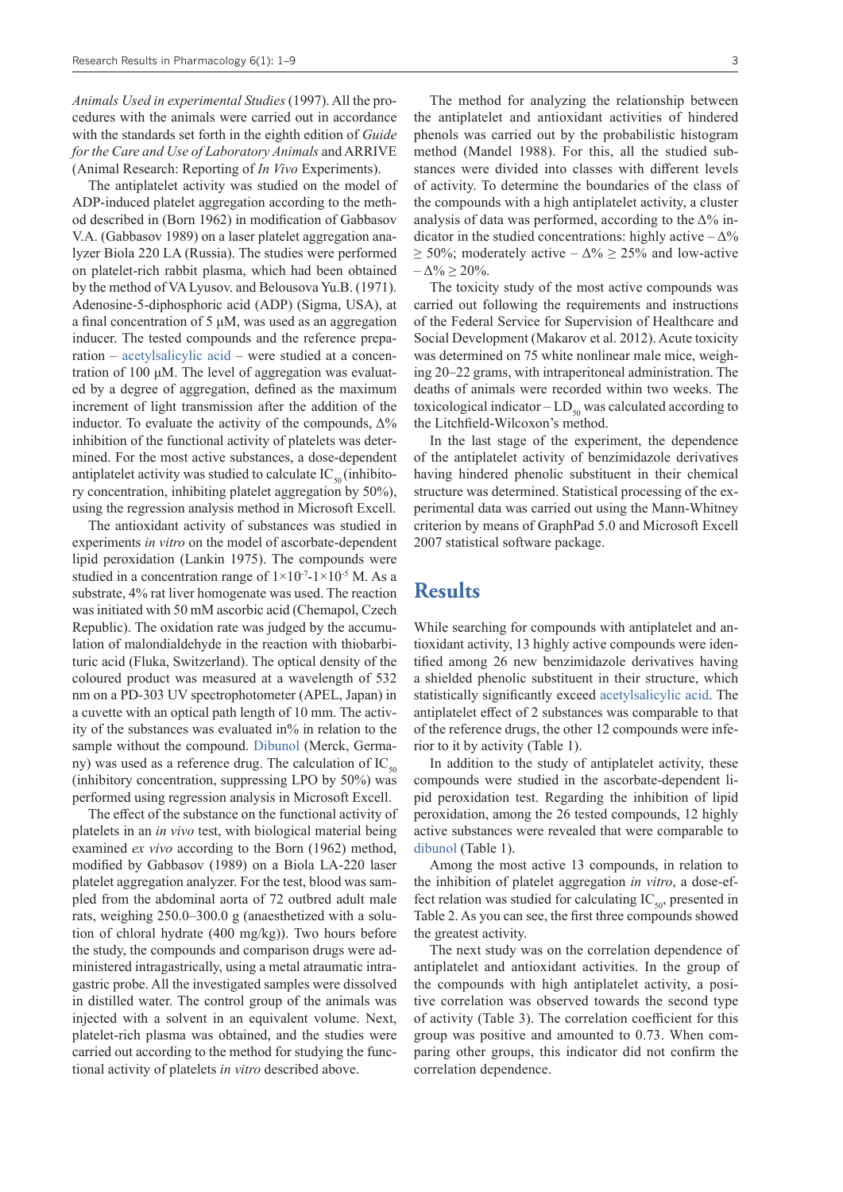*Animals Used in experimental Studies* (1997). All the procedures with the animals were carried out in accordance with the standards set forth in the eighth edition of *Guide for the Care and Use of Laboratory Animals* and ARRIVE (Animal Research: Reporting of *In Vivo* Experiments).

The antiplatelet activity was studied on the model of ADP-induced platelet aggregation according to the method described in (Born 1962) in modification of Gabbasov V.A. (Gabbasov 1989) on a laser platelet aggregation analyzer Biola 220 LA (Russia). The studies were performed on platelet-rich rabbit plasma, which had been obtained by the method of VA Lyusov. and Belousova Yu.B. (1971). Adenosine-5-diphosphoric acid (ADP) (Sigma, USA), at a final concentration of 5 μM, was used as an aggregation inducer. The tested compounds and the reference preparation – acetylsalicylic acid – were studied at a concentration of 100 μM. The level of aggregation was evaluated by a degree of aggregation, defined as the maximum increment of light transmission after the addition of the inductor. To evaluate the activity of the compounds, Δ% inhibition of the functional activity of platelets was determined. For the most active substances, a dose-dependent antiplatelet activity was studied to calculate $IC_{50}$ (inhibitory concentration, inhibiting platelet aggregation by 50%), using the regression analysis method in Microsoft Excell.

The antioxidant activity of substances was studied in experiments *in vitro* on the model of ascorbate-dependent lipid peroxidation (Lankin 1975). The compounds were studied in a concentration range of $1{\times}10^{-7}$-$1{\times}10^{-5}$ M. As a substrate, 4% rat liver homogenate was used. The reaction was initiated with 50 mM ascorbic acid (Chemapol, Czech Republic). The oxidation rate was judged by the accumulation of malondialdehyde in the reaction with thiobarbituric acid (Fluka, Switzerland). The optical density of the coloured product was measured at a wavelength of 532 nm on a PD-303 UV spectrophotometer (APEL, Japan) in a cuvette with an optical path length of 10 mm. The activity of the substances was evaluated in% in relation to the sample without the compound. Dibunol (Merck, Germany) was used as a reference drug. The calculation of $IC_{50}$ (inhibitory concentration, suppressing LPO by 50%) was performed using regression analysis in Microsoft Excell.

The effect of the substance on the functional activity of platelets in an *in vivo* test, with biological material being examined *ex vivo* according to the Born (1962) method, modified by Gabbasov (1989) on a Biola LA-220 laser platelet aggregation analyzer. For the test, blood was sampled from the abdominal aorta of 72 outbred adult male rats, weighing 250.0–300.0 g (anaesthetized with a solution of chloral hydrate (400 mg/kg)). Two hours before the study, the compounds and comparison drugs were administered intragastrically, using a metal atraumatic intragastric probe. All the investigated samples were dissolved in distilled water. The control group of the animals was injected with a solvent in an equivalent volume. Next, platelet-rich plasma was obtained, and the studies were carried out according to the method for studying the functional activity of platelets *in vitro* described above.

The method for analyzing the relationship between the antiplatelet and antioxidant activities of hindered phenols was carried out by the probabilistic histogram method (Mandel 1988). For this, all the studied substances were divided into classes with different levels of activity. To determine the boundaries of the class of the compounds with a high antiplatelet activity, a cluster analysis of data was performed, according to the Δ% indicator in the studied concentrations: highly active – Δ% ≥ 50%; moderately active – Δ% ≥ 25% and low-active – Δ% ≥ 20%.

The toxicity study of the most active compounds was carried out following the requirements and instructions of the Federal Service for Supervision of Healthcare and Social Development (Makarov et al. 2012). Acute toxicity was determined on 75 white nonlinear male mice, weighing 20–22 grams, with intraperitoneal administration. The deaths of animals were recorded within two weeks. The toxicological indicator – $LD_{50}$ was calculated according to the Litchfield-Wilcoxon's method.

In the last stage of the experiment, the dependence of the antiplatelet activity of benzimidazole derivatives having hindered phenolic substituent in their chemical structure was determined. Statistical processing of the experimental data was carried out using the Mann-Whitney criterion by means of GraphPad 5.0 and Microsoft Excell 2007 statistical software package.

# Results

While searching for compounds with antiplatelet and antioxidant activity, 13 highly active compounds were identified among 26 new benzimidazole derivatives having a shielded phenolic substituent in their structure, which statistically significantly exceed acetylsalicylic acid. The antiplatelet effect of 2 substances was comparable to that of the reference drugs, the other 12 compounds were inferior to it by activity (Table 1).

In addition to the study of antiplatelet activity, these compounds were studied in the ascorbate-dependent lipid peroxidation test. Regarding the inhibition of lipid peroxidation, among the 26 tested compounds, 12 highly active substances were revealed that were comparable to dibunol (Table 1).

Among the most active 13 compounds, in relation to the inhibition of platelet aggregation *in vitro*, a dose-effect relation was studied for calculating $IC_{50}$, presented in Table 2. As you can see, the first three compounds showed the greatest activity.

The next study was on the correlation dependence of antiplatelet and antioxidant activities. In the group of the compounds with high antiplatelet activity, a positive correlation was observed towards the second type of activity (Table 3). The correlation coefficient for this group was positive and amounted to 0.73. When comparing other groups, this indicator did not confirm the correlation dependence.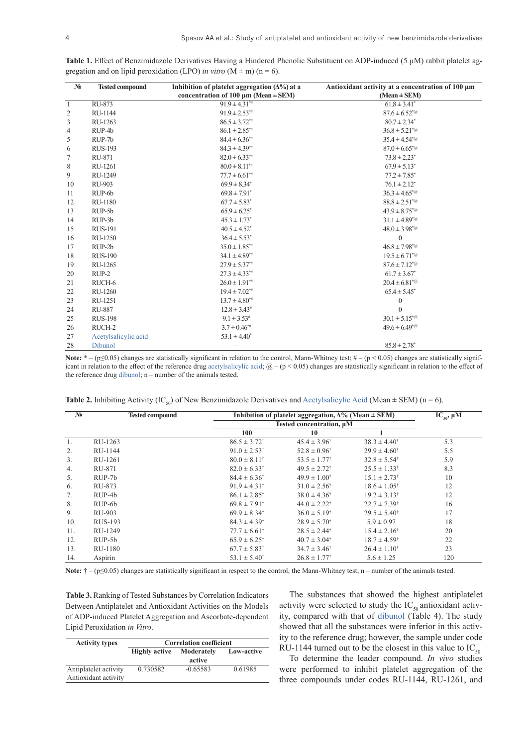**Table 1.** Effect of Benzimidazole Derivatives Having a Hindered Phenolic Substituent on ADP-induced (5 µM) rabbit platelet aggregation and on lipid peroxidation (LPO) *in vitro* (M ± m) (n = 6).

| № | Tested compound | Inhibition of platelet aggregation (Δ%) at a concentration of 100 µm (Mean ± SEM) | Antioxidant activity at a concentration of 100 µm (Mean ± SEM) |
|---|---|---|---|
| 1 | RU-873 | 91.9 ± 4.31*# | 61.8 ± 3.41* |
| 2 | RU-1144 | 91.9 ± 2.53*# | 87.6 ± 6.52*@ |
| 3 | RU-1263 | 86.5 ± 3.72*# | 80.7 ± 2.34* |
| 4 | RUP-4b | 86.1 ± 2.85*# | 36.8 ± 5.21*@ |
| 5 | RUP-7b | 84.4 ± 6.36*# | 35.4 ± 4.54*@ |
| 6 | RUS-193 | 84.3 ± 4.39*# | 87.0 ± 6.65*@ |
| 7 | RU-871 | 82.0 ± 6.33*# | 73.8 ± 2.23* |
| 8 | RU-1261 | 80.0 ± 8.11*# | 67.9 ± 5.13* |
| 9 | RU-1249 | 77.7 ± 6.61*# | 77.2 ± 7.85* |
| 10 | RU-903 | 69.9 ± 8.34* | 76.1 ± 2.12* |
| 11 | RUP-6b | 69.8 ± 7.91* | 36.3 ± 4.65*@ |
| 12 | RU-1180 | 67.7 ± 5.83* | 88.8 ± 2.51*@ |
| 13 | RUP-5b | 65.9 ± 6.25* | 43.9 ± 8.75*@ |
| 14 | RUP-3b | 45.3 ± 1.73* | 31.1 ± 4.89*@ |
| 15 | RUS-191 | 40.5 ± 4.52* | 48.0 ± 3.98*@ |
| 16 | RU-1250 | 36.4 ± 5.53* | 0 |
| 17 | RUP-2b | 35.0 ± 1.85*# | 46.8 ± 7.98*@ |
| 18 | RUS-190 | 34.1 ± 4.89*# | 19.5 ± 6.71*@ |
| 19 | RU-1265 | 27.9 ± 5.37*# | 87.6 ± 7.12*@ |
| 20 | RUP-2 | 27.3 ± 4.33*# | 61.7 ± 3.67* |
| 21 | RUCH-6 | 26.0 ± 1.91*# | 20.4 ± 6.81*@ |
| 22 | RU-1260 | 19.4 ± 7.02*# | 65.4 ± 5.45* |
| 23 | RU-1251 | 13.7 ± 4.80*# | 0 |
| 24 | RU-887 | 12.8 ± 3.43# | 0 |
| 25 | RUS-198 | 9.1 ± 3.53# | 30.1 ± 5.15*@ |
| 26 | RUCH-2 | 3.7 ± 0.46*# | 49.6 ± 6.49*@ |
| 27 | Acetylsalicylic acid | 53.1 ± 4.40* | – |
| 28 | Dibunol | – | 85.8 ± 2.78* |

**Note:** * – (p≤0.05) changes are statistically significant in relation to the control, Mann-Whitney test; # – (p < 0.05) changes are statistically significant in relation to the effect of the reference drug acetylsalicylic acid; @ – (p < 0.05) changes are statistically significant in relation to the effect of the reference drug dibunol; n – number of the animals tested.

**Table 2.** Inhibiting Activity ($IC_{50}$) of New Benzimidazole Derivatives and Acetylsalicylic Acid (Mean ± SEM) (n = 6).

| № | Tested compound | Inhibition of platelet aggregation, Δ% (Mean ± SEM) | | | $IC_{50}$, µM |
|---|---|---|---|---|---|
| | | Tested concentration, µM | | | |
| | | 100 | 10 | 1 | |
| 1. | RU-1263 | 86.5 ± 3.72† | 45.4 ± 3.96† | 38.3 ± 4.40† | 5.3 |
| 2. | RU-1144 | 91.0 ± 2.53† | 52.8 ± 0.96† | 29.9 ± 4.60† | 5.5 |
| 3. | RU-1261 | 80.0 ± 8.11† | 53.5 ± 1.77† | 32.8 ± 5.54† | 5.9 |
| 4. | RU-871 | 82.0 ± 6.33† | 49.5 ± 2.72† | 25.5 ± 1.33† | 8.3 |
| 5. | RUP-7b | 84.4 ± 6.36† | 49.9 ± 1.00† | 15.1 ± 2.73† | 10 |
| 6. | RU-873 | 91.9 ± 4.31† | 31.0 ± 2.56† | 18.6 ± 1.05† | 12 |
| 7. | RUP-4b | 86.1 ± 2.85† | 38.0 ± 4.36† | 19.2 ± 3.13† | 12 |
| 8. | RUP-6b | 69.8 ± 7.91† | 44.0 ± 2.22† | 22.7 ± 7.39† | 16 |
| 9. | RU-903 | 69.9 ± 8.34† | 36.0 ± 5.19† | 29.5 ± 5.40† | 17 |
| 10. | RUS-193 | 84.3 ± 4.39† | 28.9 ± 5.70† | 5.9 ± 0.97 | 18 |
| 11. | RU-1249 | 77.7 ± 6.61† | 28.5 ± 2.44† | 15.4 ± 2.16† | 20 |
| 12. | RUP-5b | 65.9 ± 6.25† | 40.7 ± 3.04† | 18.7 ± 4.59† | 22 |
| 13. | RU-1180 | 67.7 ± 5.83† | 34.7 ± 3.46† | 26.4 ± 1.10† | 23 |
| 14. | Aspirin | 53.1 ± 5.40† | 26.8 ± 1.77† | 5.6 ± 1.25 | 120 |

**Note:** † – (p≤0.05) changes are statistically significant in respect to the control, the Mann-Whitney test; n – number of the animals tested.

**Table 3.** Ranking of Tested Substances by Correlation Indicators Between Antiplatelet and Antioxidant Activities on the Models of ADP-induced Platelet Aggregation and Ascorbate-dependent Lipid Peroxidation *in Vitro*.

| Activity types | Correlation coefficient | | |
|---|---|---|---|
| | Highly active | Moderately active | Low-active |
| Antiplatelet activity Antioxidant activity | 0.730582 | -0.65583 | 0.61985 |

The substances that showed the highest antiplatelet activity were selected to study the $IC_{50}$ antioxidant activity, compared with that of dibunol (Table 4). The study showed that all the substances were inferior in this activity to the reference drug; however, the sample under code RU-1144 turned out to be the closest in this value to $IC_{50}$.

To determine the leader compound. *In vivo* studies were performed to inhibit platelet aggregation of the three compounds under codes RU-1144, RU-1261, and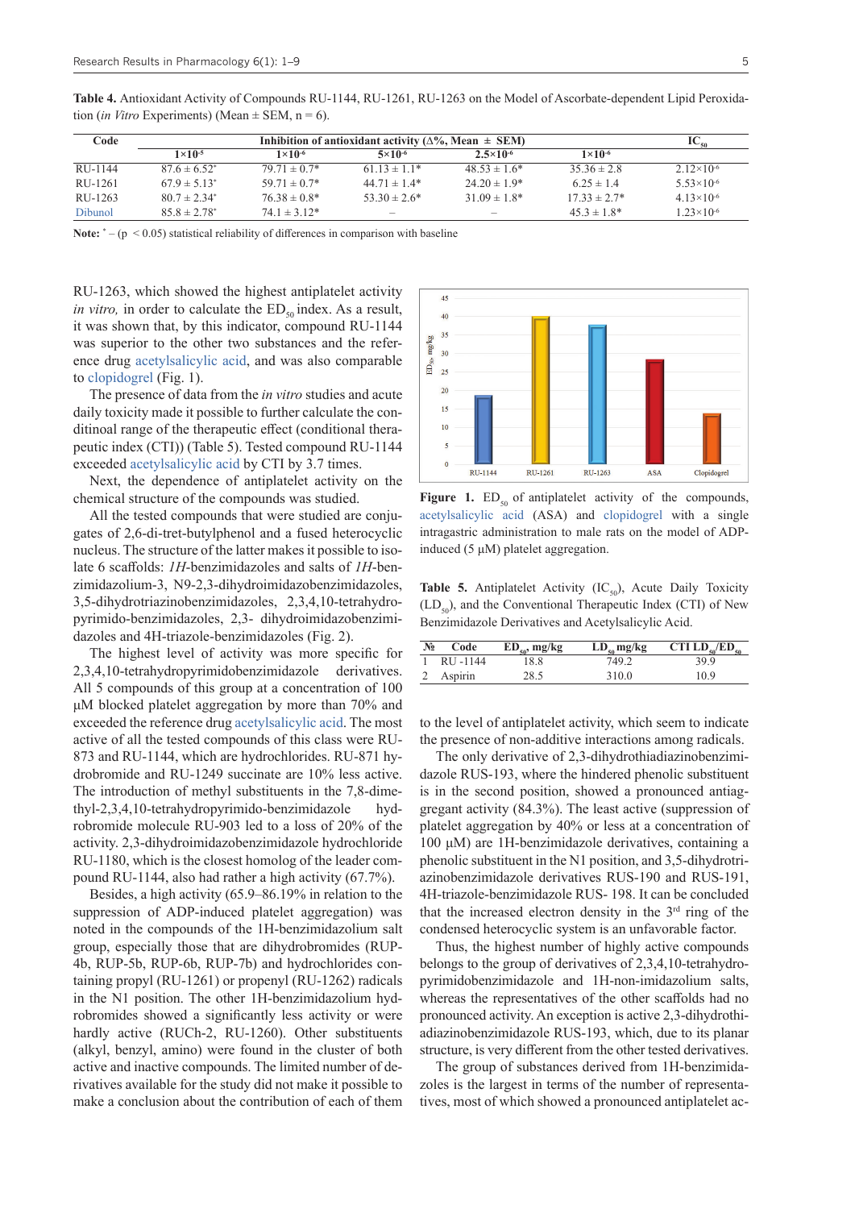**Table 4.** Antioxidant Activity of Compounds RU-1144, RU-1261, RU-1263 on the Model of Ascorbate-dependent Lipid Peroxidation (*in Vitro* Experiments) (Mean ± SEM, n = 6).

| Code | Inhibition of antioxidant activity (Δ%, Mean ± SEM) | | | | | $IC_{50}$ |
|---|---|---|---|---|---|---|
| | $1×10^{-5}$ | $1×10^{-6}$ | $5×10^{-6}$ | $2.5×10^{-6}$ | $1×10^{-6}$ | |
| RU-1144 | 87.6 ± 6.52* | 79.71 ± 0.7* | 61.13 ± 1.1* | 48.53 ± 1.6* | 35.36 ± 2.8 | $2.12×10^{-6}$ |
| RU-1261 | 67.9 ± 5.13* | 59.71 ± 0.7* | 44.71 ± 1.4* | 24.20 ± 1.9* | 6.25 ± 1.4 | $5.53×10^{-6}$ |
| RU-1263 | 80.7 ± 2.34* | 76.38 ± 0.8* | 53.30 ± 2.6* | 31.09 ± 1.8* | 17.33 ± 2.7* | $4.13×10^{-6}$ |
| Dibunol | 85.8 ± 2.78* | 74.1 ± 3.12* | – | – | 45.3 ± 1.8* | $1.23×10^{-6}$ |

**Note:** * – ($p < 0.05$) statistical reliability of differences in comparison with baseline

RU-1263, which showed the highest antiplatelet activity *in vitro,* in order to calculate the $ED_{50}$ index. As a result, it was shown that, by this indicator, compound RU-1144 was superior to the other two substances and the reference drug acetylsalicylic acid, and was also comparable to clopidogrel (Fig. 1).

The presence of data from the *in vitro* studies and acute daily toxicity made it possible to further calculate the conditional range of the therapeutic effect (conditional therapeutic index (CTI)) (Table 5). Tested compound RU-1144 exceeded acetylsalicylic acid by CTI by 3.7 times.

Next, the dependence of antiplatelet activity on the chemical structure of the compounds was studied.

All the tested compounds that were studied are conjugates of 2,6-di-tret-butylphenol and a fused heterocyclic nucleus. The structure of the latter makes it possible to isolate 6 scaffolds: *1H*-benzimidazoles and salts of *1H*-benzimidazolium-3, N9-2,3-dihydroimidazobenzimidazoles, 3,5-dihydrotriazinobenzimidazoles, 2,3,4,10-tetrahydropyrimido-benzimidazoles, 2,3- dihydroimidazobenzimidazoles and 4H-triazole-benzimidazoles (Fig. 2).

The highest level of activity was more specific for 2,3,4,10-tetrahydropyrimidobenzimidazole derivatives. All 5 compounds of this group at a concentration of 100 μM blocked platelet aggregation by more than 70% and exceeded the reference drug acetylsalicylic acid. The most active of all the tested compounds of this class were RU-873 and RU-1144, which are hydrochlorides. RU-871 hydrobromide and RU-1249 succinate are 10% less active. The introduction of methyl substituents in the 7,8-dimethyl-2,3,4,10-tetrahydropyrimido-benzimidazole hydrobromide molecule RU-903 led to a loss of 20% of the activity. 2,3-dihydroimidazobenzimidazole hydrochloride RU-1180, which is the closest homolog of the leader compound RU-1144, also had rather a high activity (67.7%).

Besides, a high activity (65.9–86.19% in relation to the suppression of ADP-induced platelet aggregation) was noted in the compounds of the 1H-benzimidazolium salt group, especially those that are dihydrobromides (RUP-4b, RUP-5b, RUP-6b, RUP-7b) and hydrochlorides containing propyl (RU-1261) or propenyl (RU-1262) radicals in the N1 position. The other 1H-benzimidazolium hydrobromides showed a significantly less activity or were hardly active (RUCh-2, RU-1260). Other substituents (alkyl, benzyl, amino) were found in the cluster of both active and inactive compounds. The limited number of derivatives available for the study did not make it possible to make a conclusion about the contribution of each of them to the level of antiplatelet activity, which seem to indicate the presence of non-additive interactions among radicals.

**Figure 1.** $ED_{50}$ of antiplatelet activity of the compounds, acetylsalicylic acid (ASA) and clopidogrel with a single intragastric administration to male rats on the model of ADP-induced (5 μM) platelet aggregation.

**Table 5.** Antiplatelet Activity ($IC_{50}$), Acute Daily Toxicity ($LD_{50}$), and the Conventional Therapeutic Index (CTI) of New Benzimidazole Derivatives and Acetylsalicylic Acid.

| № | Code | $ED_{50}$, mg/kg | $LD_{50}$ mg/kg | CTI $LD_{50}/ED_{50}$ |
|---|---|---|---|---|
| 1 | RU -1144 | 18.8 | 749.2 | 39.9 |
| 2 | Aspirin | 28.5 | 310.0 | 10.9 |

The only derivative of 2,3-dihydrothiadiazinobenzimidazole RUS-193, where the hindered phenolic substituent is in the second position, showed a pronounced antiaggregant activity (84.3%). The least active (suppression of platelet aggregation by 40% or less at a concentration of 100 μM) are 1H-benzimidazole derivatives, containing a phenolic substituent in the N1 position, and 3,5-dihydrotriazinobenzimidazole derivatives RUS-190 and RUS-191, 4H-triazole-benzimidazole RUS- 198. It can be concluded that the increased electron density in the 3rd ring of the condensed heterocyclic system is an unfavorable factor.

Thus, the highest number of highly active compounds belongs to the group of derivatives of 2,3,4,10-tetrahydropyrimidobenzimidazole and 1H-non-imidazolium salts, whereas the representatives of the other scaffolds had no pronounced activity. An exception is active 2,3-dihydrothiadiazinobenzimidazole RUS-193, which, due to its planar structure, is very different from the other tested derivatives.

The group of substances derived from 1H-benzimidazoles is the largest in terms of the number of representatives, most of which showed a pronounced antiplatelet ac-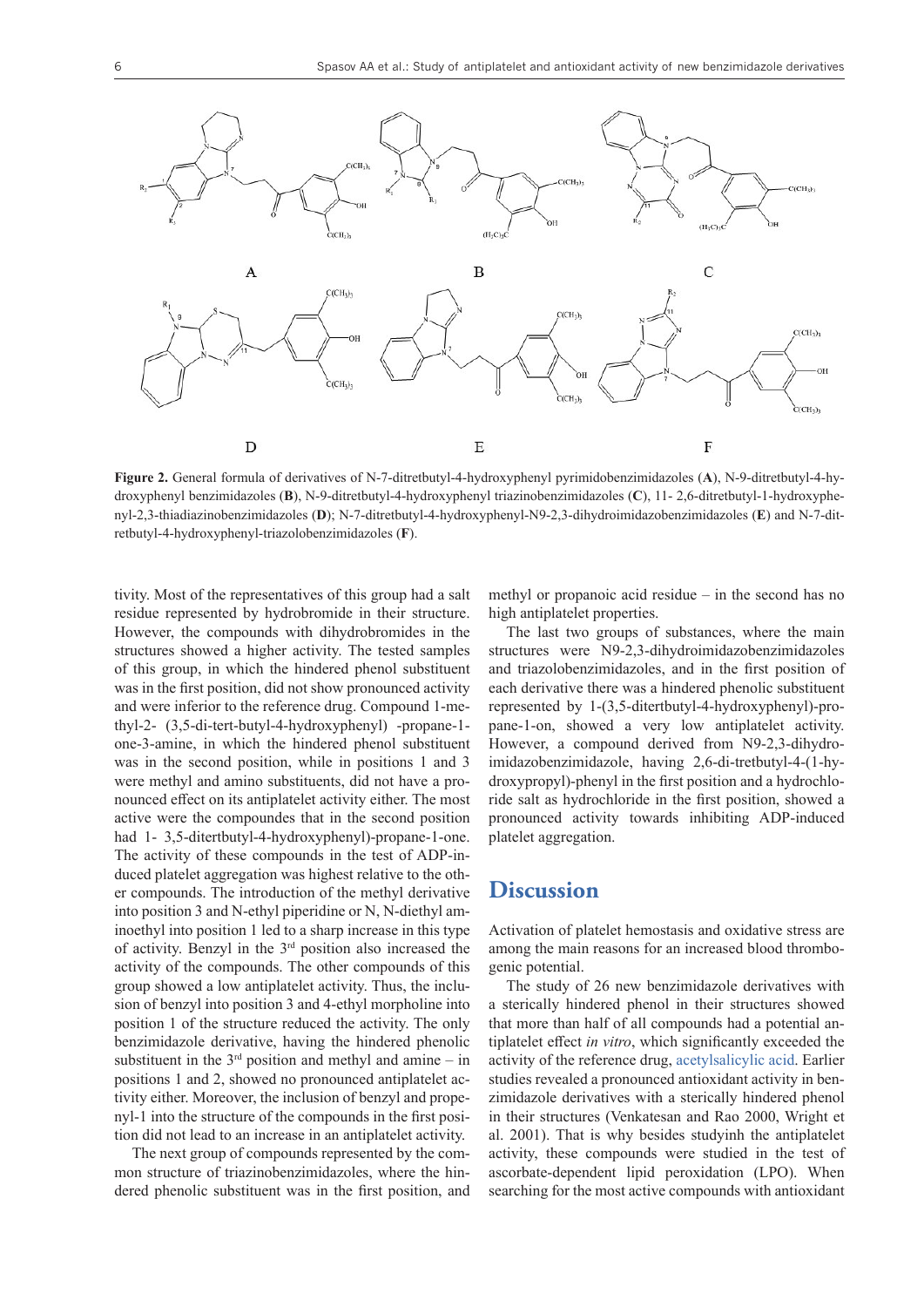**Figure 2.** General formula of derivatives of N-7-ditretbutyl-4-hydroxyphenyl pyrimidobenzimidazoles (**A**), N-9-ditretbutyl-4-hydroxyphenyl benzimidazoles (**B**), N-9-ditretbutyl-4-hydroxyphenyl triazinobenzimidazoles (**C**), 11- 2,6-ditretbutyl-1-hydroxyphenyl-2,3-thiadiazinobenzimidazoles (**D**); N-7-ditretbutyl-4-hydroxyphenyl-N9-2,3-dihydroimidazobenzimidazoles (**E**) and N-7-ditretbutyl-4-hydroxyphenyl-triazolobenzimidazoles (**F**).

tivity. Most of the representatives of this group had a salt residue represented by hydrobromide in their structure. However, the compounds with dihydrobromides in the structures showed a higher activity. The tested samples of this group, in which the hindered phenol substituent was in the first position, did not show pronounced activity and were inferior to the reference drug. Compound 1-methyl-2- (3,5-di-tert-butyl-4-hydroxyphenyl) -propane-1-one-3-amine, in which the hindered phenol substituent was in the second position, while in positions 1 and 3 were methyl and amino substituents, did not have a pronounced effect on its antiplatelet activity either. The most active were the compoundes that in the second position had 1- 3,5-ditertbutyl-4-hydroxyphenyl)-propane-1-one. The activity of these compounds in the test of ADP-induced platelet aggregation was highest relative to the other compounds. The introduction of the methyl derivative into position 3 and N-ethyl piperidine or N, N-diethyl aminoethyl into position 1 led to a sharp increase in this type of activity. Benzyl in the 3rd position also increased the activity of the compounds. The other compounds of this group showed a low antiplatelet activity. Thus, the inclusion of benzyl into position 3 and 4-ethyl morpholine into position 1 of the structure reduced the activity. The only benzimidazole derivative, having the hindered phenolic substituent in the 3rd position and methyl and amine – in positions 1 and 2, showed no pronounced antiplatelet activity either. Moreover, the inclusion of benzyl and propenyl-1 into the structure of the compounds in the first position did not lead to an increase in an antiplatelet activity.

The next group of compounds represented by the common structure of triazinobenzimidazoles, where the hindered phenolic substituent was in the first position, and methyl or propanoic acid residue – in the second has no high antiplatelet properties.

The last two groups of substances, where the main structures were N9-2,3-dihydroimidazobenzimidazoles and triazolobenzimidazoles, and in the first position of each derivative there was a hindered phenolic substituent represented by 1-(3,5-ditertbutyl-4-hydroxyphenyl)-propane-1-on, showed a very low antiplatelet activity. However, a compound derived from N9-2,3-dihydroimidazobenzimidazole, having 2,6-di-tretbutyl-4-(1-hydroxypropyl)-phenyl in the first position and a hydrochloride salt as hydrochloride in the first position, showed a pronounced activity towards inhibiting ADP-induced platelet aggregation.

## Discussion

Activation of platelet hemostasis and oxidative stress are among the main reasons for an increased blood thrombogenic potential.

The study of 26 new benzimidazole derivatives with a sterically hindered phenol in their structures showed that more than half of all compounds had a potential antiplatelet effect *in vitro*, which significantly exceeded the activity of the reference drug, acetylsalicylic acid. Earlier studies revealed a pronounced antioxidant activity in benzimidazole derivatives with a sterically hindered phenol in their structures (Venkatesan and Rao 2000, Wright et al. 2001). That is why besides studyinh the antiplatelet activity, these compounds were studied in the test of ascorbate-dependent lipid peroxidation (LPO). When searching for the most active compounds with antioxidant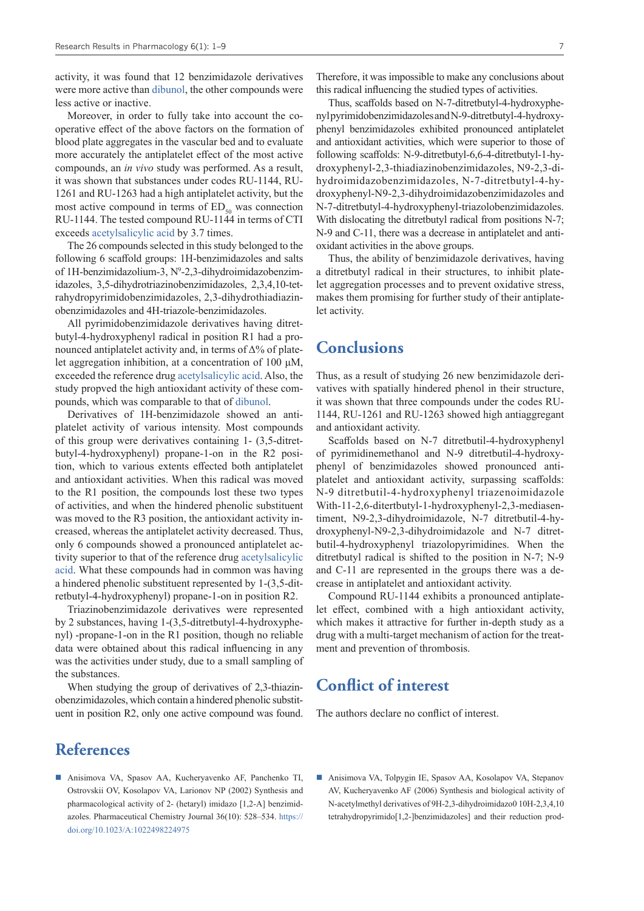activity, it was found that 12 benzimidazole derivatives were more active than dibunol, the other compounds were less active or inactive.

Moreover, in order to fully take into account the cooperative effect of the above factors on the formation of blood plate aggregates in the vascular bed and to evaluate more accurately the antiplatelet effect of the most active compounds, an *in vivo* study was performed. As a result, it was shown that substances under codes RU-1144, RU-1261 and RU-1263 had a high antiplatelet activity, but the most active compound in terms of $ED_{50}$ was connection RU-1144. The tested compound RU-1144 in terms of CTI exceeds acetylsalicylic acid by 3.7 times.

The 26 compounds selected in this study belonged to the following 6 scaffold groups: 1H-benzimidazoles and salts of 1H-benzimidazolium-3, $N^9$-2,3-dihydroimidazobenzimidazoles, 3,5-dihydrotriazinobenzimidazoles, 2,3,4,10-tetrahydropyrimidobenzimidazoles, 2,3-dihydrothiadiazinobenzimidazoles and 4H-triazole-benzimidazoles.

All pyrimidobenzimidazole derivatives having ditretbutyl-4-hydroxyphenyl radical in position R1 had a pronounced antiplatelet activity and, in terms of Δ% of platelet aggregation inhibition, at a concentration of 100 μM, exceeded the reference drug acetylsalicylic acid. Also, the study propved the high antioxidant activity of these compounds, which was comparable to that of dibunol.

Derivatives of 1H-benzimidazole showed an antiplatelet activity of various intensity. Most compounds of this group were derivatives containing 1- (3,5-ditretbutyl-4-hydroxyphenyl) propane-1-on in the R2 position, which to various extents effected both antiplatelet and antioxidant activities. When this radical was moved to the R1 position, the compounds lost these two types of activities, and when the hindered phenolic substituent was moved to the R3 position, the antioxidant activity increased, whereas the antiplatelet activity decreased. Thus, only 6 compounds showed a pronounced antiplatelet activity superior to that of the reference drug acetylsalicylic acid. What these compounds had in common was having a hindered phenolic substituent represented by 1-(3,5-ditretbutyl-4-hydroxyphenyl) propane-1-on in position R2.

Triazinobenzimidazole derivatives were represented by 2 substances, having 1-(3,5-ditretbutyl-4-hydroxyphenyl) -propane-1-on in the R1 position, though no reliable data were obtained about this radical influencing in any was the activities under study, due to a small sampling of the substances.

When studying the group of derivatives of 2,3-thiazinobenzimidazoles, which contain a hindered phenolic substituent in position R2, only one active compound was found. Therefore, it was impossible to make any conclusions about this radical influencing the studied types of activities.

Thus, scaffolds based on N-7-ditretbutyl-4-hydroxyphenylpyrimidobenzimidazoles and N-9-ditretbutyl-4-hydroxyphenyl benzimidazoles exhibited pronounced antiplatelet and antioxidant activities, which were superior to those of following scaffolds: N-9-ditretbutyl-6,6-4-ditretbutyl-1-hydroxyphenyl-2,3-thiadiazinobenzimidazoles, N9-2,3-dihydroimidazobenzimidazoles, N-7-ditretbutyl-4-hydroxyphenyl-N9-2,3-dihydroimidazobenzimidazoles and N-7-ditretbutyl-4-hydroxyphenyl-triazolobenzimidazoles. With dislocating the ditretbutyl radical from positions N-7; N-9 and C-11, there was a decrease in antiplatelet and antioxidant activities in the above groups.

Thus, the ability of benzimidazole derivatives, having a ditretbutyl radical in their structures, to inhibit platelet aggregation processes and to prevent oxidative stress, makes them promising for further study of their antiplatelet activity.

## Conclusions

Thus, as a result of studying 26 new benzimidazole derivatives with spatially hindered phenol in their structure, it was shown that three compounds under the codes RU-1144, RU-1261 and RU-1263 showed high antiaggregant and antioxidant activity.

Scaffolds based on N-7 ditretbutil-4-hydroxyphenyl of pyrimidinemethanol and N-9 ditretbutil-4-hydroxyphenyl of benzimidazoles showed pronounced antiplatelet and antioxidant activity, surpassing scaffolds: N-9 ditretbutil-4-hydroxyphenyl triazenoimidazole With-11-2,6-ditertbutyl-1-hydroxyphenyl-2,3-mediasentiment, N9-2,3-dihydroimidazole, N-7 ditretbutil-4-hydroxyphenyl-N9-2,3-dihydroimidazole and N-7 ditretbutil-4-hydroxyphenyl triazolopyrimidines. When the ditretbutyl radical is shifted to the position in N-7; N-9 and C-11 are represented in the groups there was a decrease in antiplatelet and antioxidant activity.

Compound RU-1144 exhibits a pronounced antiplatelet effect, combined with a high antioxidant activity, which makes it attractive for further in-depth study as a drug with a multi-target mechanism of action for the treatment and prevention of thrombosis.

## Conflict of interest

The authors declare no conflict of interest.

## References

- Anisimova VA, Spasov AA, Kucheryavenko AF, Panchenko TI, Ostrovskii OV, Kosolapov VA, Larionov NP (2002) Synthesis and pharmacological activity of 2- (hetaryl) imidazo [1,2-A] benzimidazoles. Pharmaceutical Chemistry Journal 36(10): 528–534. https://doi.org/10.1023/A:1022498224975
- Anisimova VA, Tolpygin IE, Spasov AA, Kosolapov VA, Stepanov AV, Kucheryavenko AF (2006) Synthesis and biological activity of N-acetylmethyl derivatives of 9H-2,3-dihydroimidazo0 10H-2,3,4,10 tetrahydropyrimido[1,2-]benzimidazoles] and their reduction prod-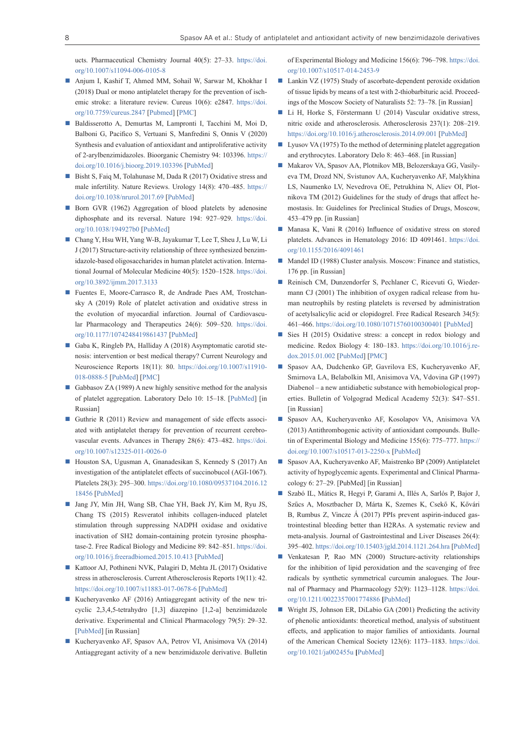ucts. Pharmaceutical Chemistry Journal 40(5): 27–33. https://doi.org/10.1007/s11094-006-0105-8

- Anjum I, Kashif T, Ahmed MM, Sohail W, Sarwar M, Khokhar I (2018) Dual or mono antiplatelet therapy for the prevention of ischemic stroke: a literature review. Cureus 10(6): e2847. https://doi.org/10.7759/cureus.2847 [Pubmed] [PMC]
- Baldisserotto A, Demurtas M, Lampronti I, Tacchini M, Moi D, Balboni G, Pacifico S, Vertuani S, Manfredini S, Onnis V (2020) Synthesis and evaluation of antioxidant and antiproliferative activity of 2-arylbenzimidazoles. Bioorganic Chemistry 94: 103396. https://doi.org/10.1016/j.bioorg.2019.103396 [PubMed]
- Bisht S, Faiq M, Tolahunase M, Dada R (2017) Oxidative stress and male infertility. Nature Reviews. Urology 14(8): 470–485. https://doi.org/10.1038/nrurol.2017.69 [PubMed]
- Born GVR (1962) Aggregation of blood platelets by adenosine diphosphate and its reversal. Nature 194: 927–929. https://doi.org/10.1038/194927b0 [PubMed]
- Chang Y, Hsu WH, Yang W-B, Jayakumar T, Lee T, Sheu J, Lu W, Li J (2017) Structure-activity relationship of three synthesized benzimidazole-based oligosaccharides in human platelet activation. International Journal of Molecular Medicine 40(5): 1520–1528. https://doi.org/10.3892/ijmm.2017.3133
- Fuentes E, Moore-Carrasco R, de Andrade Paes AM, Trostchansky A (2019) Role of platelet activation and oxidative stress in the evolution of myocardial infarction. Journal of Cardiovascular Pharmacology and Therapeutics 24(6): 509–520. https://doi.org/10.1177/1074248419861437 [PubMed]
- Gaba K, Ringleb PA, Halliday A (2018) Asymptomatic carotid stenosis: intervention or best medical therapy? Current Neurology and Neuroscience Reports 18(11): 80. https://doi.org/10.1007/s11910-018-0888-5 [PubMed] [PMC]
- Gabbasov ZA (1989) A new highly sensitive method for the analysis of platelet aggregation. Laboratory Delo 10: 15–18. [PubMed] [in Russian]
- Guthrie R (2011) Review and management of side effects associated with antiplatelet therapy for prevention of recurrent cerebrovascular events. Advances in Therapy 28(6): 473–482. https://doi.org/10.1007/s12325-011-0026-0
- Houston SA, Ugusman A, Gnanadesikan S, Kennedy S (2017) An investigation of the antiplatelet effects of succinobucol (AGI-1067). Platelets 28(3): 295–300. https://doi.org/10.1080/09537104.2016.1218456 [PubMed]
- Jang JY, Min JH, Wang SB, Chae YH, Baek JY, Kim M, Ryu JS, Chang TS (2015) Resveratrol inhibits collagen-induced platelet stimulation through suppressing NADPH oxidase and oxidative inactivation of SH2 domain-containing protein tyrosine phosphatase-2. Free Radical Biology and Medicine 89: 842–851. https://doi.org/10.1016/j.freeradbiomed.2015.10.413 [PubMed]
- Kattoor AJ, Pothineni NVK, Palagiri D, Mehta JL (2017) Oxidative stress in atherosclerosis. Current Atherosclerosis Reports 19(11): 42. https://doi.org/10.1007/s11883-017-0678-6 [PubMed]
- Kucheryavenko AF (2016) Antiaggregant activity of the new tricyclic 2,3,4,5-tetrahydro [1,3] diazepino [1,2-a] benzimidazole derivative. Experimental and Clinical Pharmacology 79(5): 29–32. [PubMed] [in Russian]
- Kucheryavenko AF, Spasov AA, Petrov VI, Anisimova VA (2014) Antiaggregant activity of a new benzimidazole derivative. Bulletin of Experimental Biology and Medicine 156(6): 796–798. https://doi.org/10.1007/s10517-014-2453-9
- Lankin VZ (1975) Study of ascorbate-dependent peroxide oxidation of tissue lipids by means of a test with 2-thiobarbituric acid. Proceedings of the Moscow Society of Naturalists 52: 73–78. [in Russian]
- Li H, Horke S, Förstermann U (2014) Vascular oxidative stress, nitric oxide and atherosclerosis. Atherosclerosis 237(1): 208–219. https://doi.org/10.1016/j.atherosclerosis.2014.09.001 [PubMed]
- Lyusov VA (1975) To the method of determining platelet aggregation and erythrocytes. Laboratory Delo 8: 463–468. [in Russian]
- Makarov VA, Spasov AA, Plotnikov MB, Belozerskaya GG, Vasilyeva TM, Drozd NN, Svistunov AA, Kucheryavenko AF, Malykhina LS, Naumenko LV, Nevedrova OE, Petrukhina N, Aliev OI, Plotnikova TM (2012) Guidelines for the study of drugs that affect hemostasis. In: Guidelines for Preclinical Studies of Drugs, Moscow, 453–479 pp. [in Russian]
- Manasa K, Vani R (2016) Influence of oxidative stress on stored platelets. Advances in Hematology 2016: ID 4091461. https://doi.org/10.1155/2016/4091461
- Mandel ID (1988) Cluster analysis. Moscow: Finance and statistics, 176 pp. [in Russian]
- Reinisch CM, Dunzendorfer S, Pechlaner C, Ricevuti G, Wiedermann CJ (2001) The inhibition of oxygen radical release from human neutrophils by resting platelets is reversed by administration of acetylsalicylic acid or clopidogrel. Free Radical Research 34(5): 461–466. https://doi.org/10.1080/10715760100300401 [PubMed]
- Sies H (2015) Oxidative stress: a concept in redox biology and medicine. Redox Biology 4: 180–183. https://doi.org/10.1016/j.redox.2015.01.002 [PubMed] [PMC]
- Spasov AA, Dudchenko GP, Gavrilova ES, Kucheryavenko AF, Smirnova LA, Belabolkin MI, Anisimova VA, Vdovina GP (1997) Diabenol – a new antidiabetic substance with hemobiological properties. Bulletin of Volgograd Medical Academy 52(3): S47–S51. [in Russian]
- Spasov AA, Kucheryavenko AF, Kosolapov VA, Anisimova VA (2013) Antithrombogenic activity of antioxidant compounds. Bulletin of Experimental Biology and Medicine 155(6): 775–777. https://doi.org/10.1007/s10517-013-2250-x [PubMed]
- Spasov AA, Kucheryavenko AF, Maistrenko BP (2009) Antiplatelet activity of hypoglycemic agents. Experimental and Clinical Pharmacology 6: 27–29. [PubMed] [in Russian]
- Szabó IL, Mátics R, Hegyi P, Garami A, Illés A, Sarlós P, Bajor J, Szűcs A, Mosztbacher D, Márta K, Szemes K, Csekő K, Kővári B, Rumbus Z, Vincze Á (2017) PPIs prevent aspirin-induced gastrointestinal bleeding better than H2RAs. A systematic review and meta-analysis. Journal of Gastrointestinal and Liver Diseases 26(4): 395–402. https://doi.org/10.15403/jgld.2014.1121.264.hra [PubMed]
- Venkatesan P, Rao MN (2000) Structure-activity relationships for the inhibition of lipid peroxidation and the scavenging of free radicals by synthetic symmetrical curcumin analogues. The Journal of Pharmacy and Pharmacology 52(9): 1123–1128. https://doi.org/10.1211/0022357001774886 [PubMed]
- Wright JS, Johnson ER, DiLabio GA (2001) Predicting the activity of phenolic antioxidants: theoretical method, analysis of substituent effects, and application to major families of antioxidants. Journal of the American Chemical Society 123(6): 1173–1183. https://doi.org/10.1021/ja002455u [PubMed]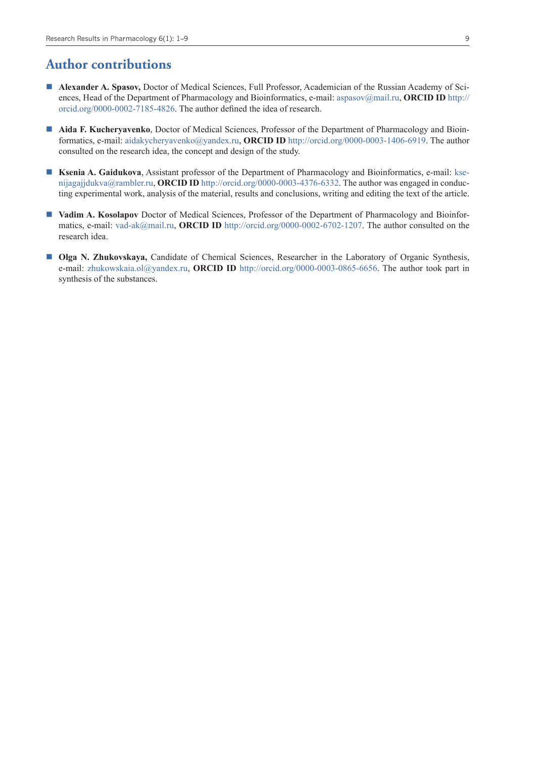## Author contributions

- **Alexander A. Spasov,** Doctor of Medical Sciences, Full Professor, Academician of the Russian Academy of Sciences, Head of the Department of Pharmacology and Bioinformatics, e-mail: aspasov@mail.ru, **ORCID ID** http://orcid.org/0000-0002-7185-4826. The author defined the idea of research.

- **Aida F. Kucheryavenko**, Doctor of Medical Sciences, Professor of the Department of Pharmacology and Bioinformatics, e-mail: aidakycheryavenko@yandex.ru, **ORCID ID** http://orcid.org/0000-0003-1406-6919. The author consulted on the research idea, the concept and design of the study.

- **Ksenia A. Gaidukova**, Assistant professor of the Department of Pharmacology and Bioinformatics, e-mail: ksenijagajjdukva@rambler.ru, **ORCID ID** http://orcid.org/0000-0003-4376-6332. The author was engaged in conducting experimental work, analysis of the material, results and conclusions, writing and editing the text of the article.

- **Vadim A. Kosolapov** Doctor of Medical Sciences, Professor of the Department of Pharmacology and Bioinformatics, e-mail: vad-ak@mail.ru, **ORCID ID** http://orcid.org/0000-0002-6702-1207. The author consulted on the research idea.

- **Olga N. Zhukovskaya,** Candidate of Chemical Sciences, Researcher in the Laboratory of Organic Synthesis, e-mail: zhukowskaia.ol@yandex.ru, **ORCID ID** http://orcid.org/0000-0003-0865-6656. The author took part in synthesis of the substances.